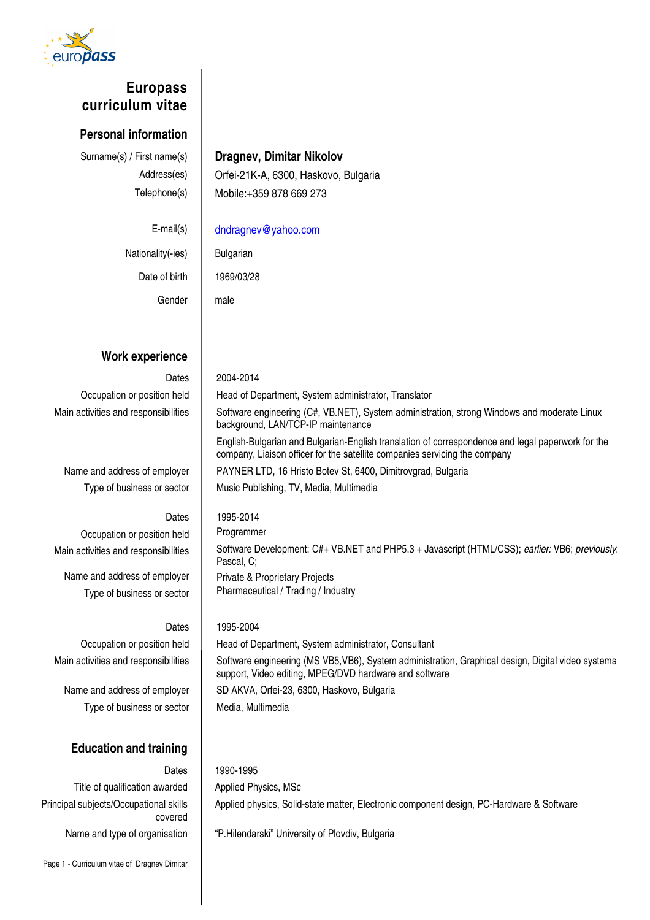# Europass curriculum vitae

## Personal information

| | |
|---|---|
| Surname(s) / First name(s) | **Dragnev, Dimitar Nikolov** |
| Address(es) | Orfei-21K-A, 6300, Haskovo, Bulgaria |
| Telephone(s) | Mobile:+359 878 669 273 |
| E-mail(s) | dndragnev@yahoo.com |
| Nationality(-ies) | Bulgarian |
| Date of birth | 1969/03/28 |
| Gender | male |

## Work experience

| | |
|---|---|
| Dates | 2004-2014 |
| Occupation or position held | Head of Department, System administrator, Translator |
| Main activities and responsibilities | Software engineering (C#, VB.NET), System administration, strong Windows and moderate Linux background, LAN/TCP-IP maintenance<br>English-Bulgarian and Bulgarian-English translation of correspondence and legal paperwork for the company, Liaison officer for the satellite companies servicing the company |
| Name and address of employer | PAYNER LTD, 16 Hristo Botev St, 6400, Dimitrovgrad, Bulgaria |
| Type of business or sector | Music Publishing, TV, Media, Multimedia |

| | |
|---|---|
| Dates | 1995-2014 |
| Occupation or position held | Programmer |
| Main activities and responsibilities | Software Development: C#+ VB.NET and PHP5.3 + Javascript (HTML/CSS); *earlier:* VB6; *previously*: Pascal, C; |
| Name and address of employer | Private & Proprietary Projects |
| Type of business or sector | Pharmaceutical / Trading / Industry |

| | |
|---|---|
| Dates | 1995-2004 |
| Occupation or position held | Head of Department, System administrator, Consultant |
| Main activities and responsibilities | Software engineering (MS VB5,VB6), System administration, Graphical design, Digital video systems support, Video editing, MPEG/DVD hardware and software |
| Name and address of employer | SD AKVA, Orfei-23, 6300, Haskovo, Bulgaria |
| Type of business or sector | Media, Multimedia |

## Education and training

| | |
|---|---|
| Dates | 1990-1995 |
| Title of qualification awarded | Applied Physics, MSc |
| Principal subjects/Occupational skills covered | Applied physics, Solid-state matter, Electronic component design, PC-Hardware & Software |
| Name and type of organisation | "P.Hilendarski" University of Plovdiv, Bulgaria |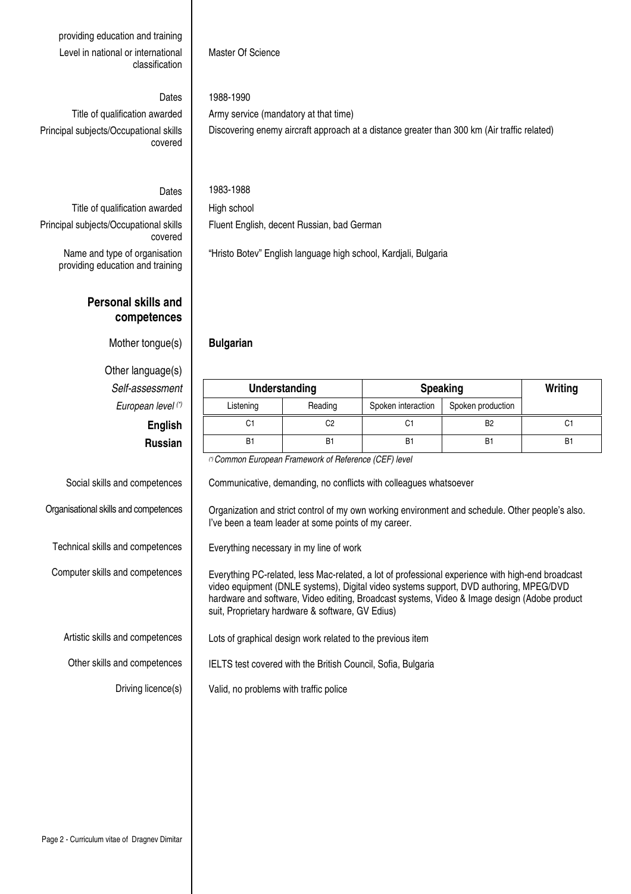providing education and training

Level in national or international classification | Master Of Science

| | |
|---|---|
| Dates | 1988-1990 |
| Title of qualification awarded | Army service (mandatory at that time) |
| Principal subjects/Occupational skills covered | Discovering enemy aircraft approach at a distance greater than 300 km (Air traffic related) |

| | |
|---|---|
| Dates | 1983-1988 |
| Title of qualification awarded | High school |
| Principal subjects/Occupational skills covered | Fluent English, decent Russian, bad German |
| Name and type of organisation providing education and training | "Hristo Botev" English language high school, Kardjali, Bulgaria |

## Personal skills and competences

Mother tongue(s) | **Bulgarian**

Other language(s)

| *Self-assessment* | **Understanding** | | **Speaking** | | **Writing** |
|---|---|---|---|---|---|
| *European level* [(*)] | Listening | Reading | Spoken interaction | Spoken production | |
| **English** | C1 | C2 | C1 | B2 | C1 |
| **Russian** | B1 | B1 | B1 | B1 | B1 |

*[(*)] Common European Framework of Reference (CEF) level*

| | |
|---|---|
| Social skills and competences | Communicative, demanding, no conflicts with colleagues whatsoever |
| Organisational skills and competences | Organization and strict control of my own working environment and schedule. Other people's also. I've been a team leader at some points of my career. |
| Technical skills and competences | Everything necessary in my line of work |
| Computer skills and competences | Everything PC-related, less Mac-related, a lot of professional experience with high-end broadcast video equipment (DNLE systems), Digital video systems support, DVD authoring, MPEG/DVD hardware and software, Video editing, Broadcast systems, Video & Image design (Adobe product suit, Proprietary hardware & software, GV Edius) |
| Artistic skills and competences | Lots of graphical design work related to the previous item |
| Other skills and competences | IELTS test covered with the British Council, Sofia, Bulgaria |
| Driving licence(s) | Valid, no problems with traffic police |